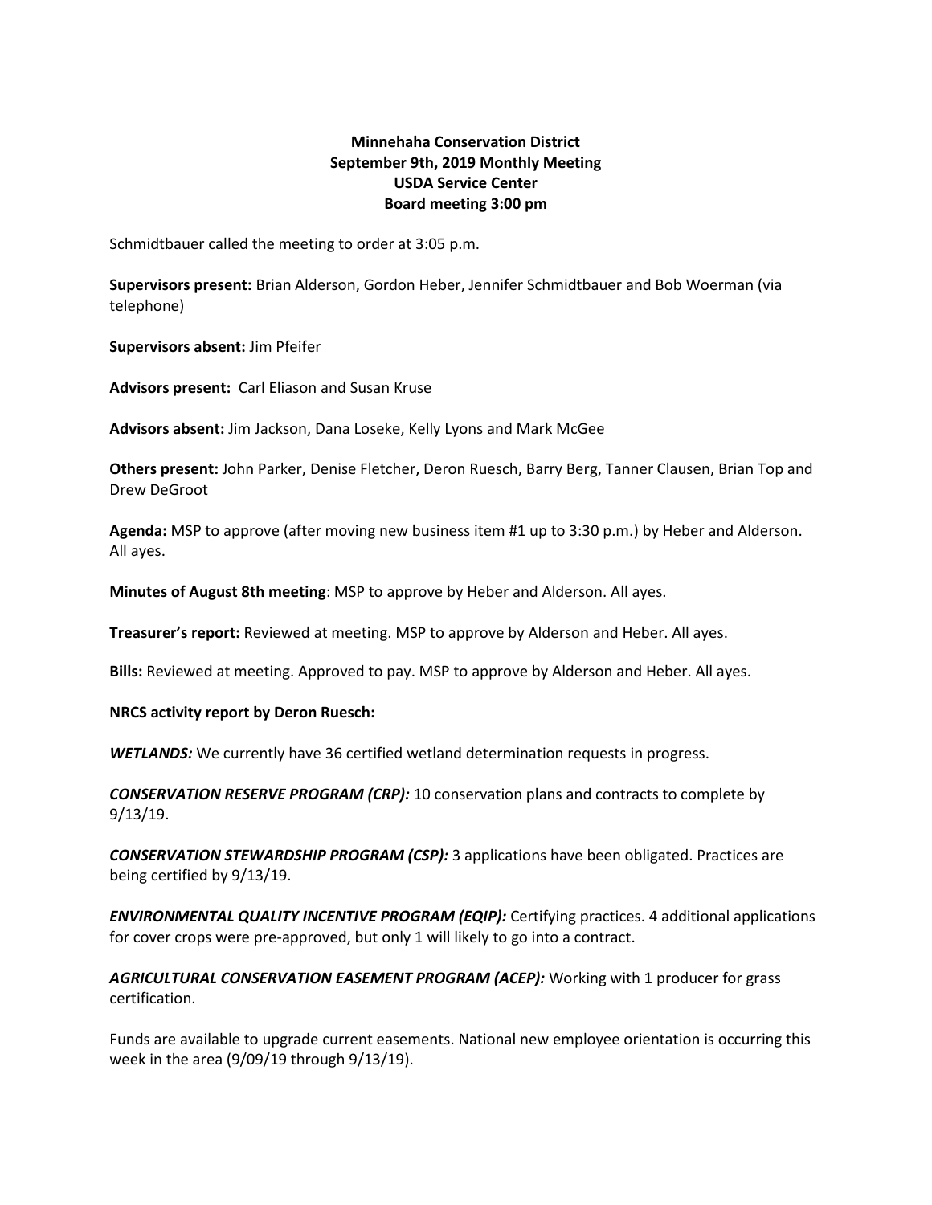**Minnehaha Conservation District**
**September 9th, 2019 Monthly Meeting**
**USDA Service Center**
**Board meeting 3:00 pm**

Schmidtbauer called the meeting to order at 3:05 p.m.

**Supervisors present:** Brian Alderson, Gordon Heber, Jennifer Schmidtbauer and Bob Woerman (via telephone)

**Supervisors absent:** Jim Pfeifer

**Advisors present:** Carl Eliason and Susan Kruse

**Advisors absent:** Jim Jackson, Dana Loseke, Kelly Lyons and Mark McGee

**Others present:** John Parker, Denise Fletcher, Deron Ruesch, Barry Berg, Tanner Clausen, Brian Top and Drew DeGroot

**Agenda:** MSP to approve (after moving new business item #1 up to 3:30 p.m.) by Heber and Alderson. All ayes.

**Minutes of August 8th meeting**: MSP to approve by Heber and Alderson. All ayes.

**Treasurer's report:** Reviewed at meeting. MSP to approve by Alderson and Heber. All ayes.

**Bills:** Reviewed at meeting. Approved to pay. MSP to approve by Alderson and Heber. All ayes.

**NRCS activity report by Deron Ruesch:**

***WETLANDS:*** We currently have 36 certified wetland determination requests in progress.

***CONSERVATION RESERVE PROGRAM (CRP):*** 10 conservation plans and contracts to complete by 9/13/19.

***CONSERVATION STEWARDSHIP PROGRAM (CSP):*** 3 applications have been obligated. Practices are being certified by 9/13/19.

***ENVIRONMENTAL QUALITY INCENTIVE PROGRAM (EQIP):*** Certifying practices. 4 additional applications for cover crops were pre-approved, but only 1 will likely to go into a contract.

***AGRICULTURAL CONSERVATION EASEMENT PROGRAM (ACEP):*** Working with 1 producer for grass certification.

Funds are available to upgrade current easements. National new employee orientation is occurring this week in the area (9/09/19 through 9/13/19).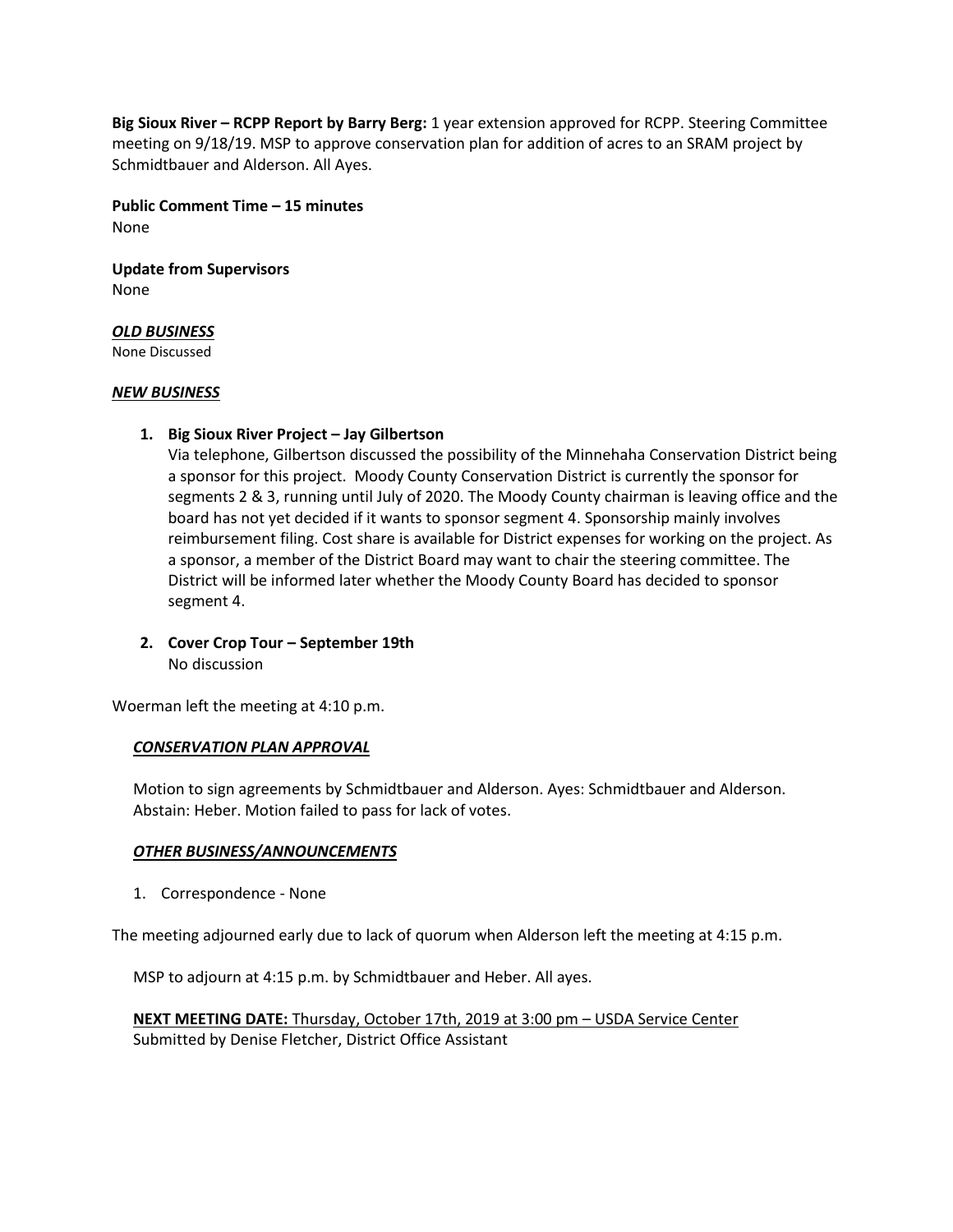**Big Sioux River – RCPP Report by Barry Berg:** 1 year extension approved for RCPP. Steering Committee meeting on 9/18/19. MSP to approve conservation plan for addition of acres to an SRAM project by Schmidtbauer and Alderson. All Ayes.

**Public Comment Time – 15 minutes**
None

**Update from Supervisors**
None

***OLD BUSINESS***
None Discussed

***NEW BUSINESS***

1. **Big Sioux River Project – Jay Gilbertson**
   Via telephone, Gilbertson discussed the possibility of the Minnehaha Conservation District being a sponsor for this project. Moody County Conservation District is currently the sponsor for segments 2 & 3, running until July of 2020. The Moody County chairman is leaving office and the board has not yet decided if it wants to sponsor segment 4. Sponsorship mainly involves reimbursement filing. Cost share is available for District expenses for working on the project. As a sponsor, a member of the District Board may want to chair the steering committee. The District will be informed later whether the Moody County Board has decided to sponsor segment 4.

2. **Cover Crop Tour – September 19th**
   No discussion

Woerman left the meeting at 4:10 p.m.

***CONSERVATION PLAN APPROVAL***

Motion to sign agreements by Schmidtbauer and Alderson. Ayes: Schmidtbauer and Alderson. Abstain: Heber. Motion failed to pass for lack of votes.

***OTHER BUSINESS/ANNOUNCEMENTS***

1. Correspondence - None

The meeting adjourned early due to lack of quorum when Alderson left the meeting at 4:15 p.m.

MSP to adjourn at 4:15 p.m. by Schmidtbauer and Heber. All ayes.

**NEXT MEETING DATE:** Thursday, October 17th, 2019 at 3:00 pm – USDA Service Center
Submitted by Denise Fletcher, District Office Assistant